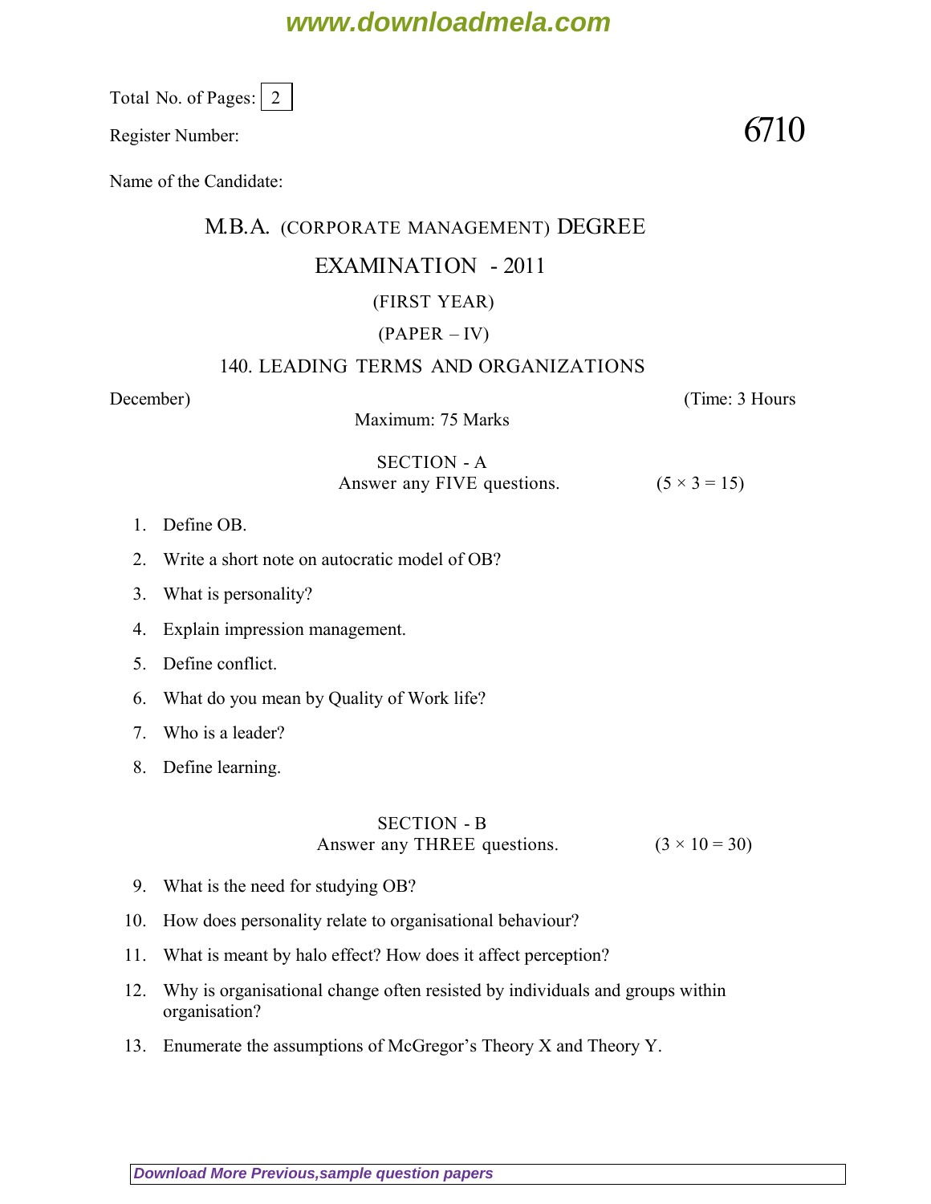Total No. of Pages: 2

Register Number: **6710**

Name of the Candidate:

# M.B.A. (CORPORATE MANAGEMENT) DEGREE

## EXAMINATION - 2011

### (FIRST YEAR)

### (PAPER – IV)

### 140. LEADING TERMS AND ORGANIZATIONS

December) (Time: 3 Hours

Maximum: 75 Marks

### SECTION - A

Answer any FIVE questions. (5 × 3 = 15)

1. Define OB.
2. Write a short note on autocratic model of OB?
3. What is personality?
4. Explain impression management.
5. Define conflict.
6. What do you mean by Quality of Work life?
7. Who is a leader?
8. Define learning.

### SECTION - B

Answer any THREE questions. (3 × 10 = 30)

9. What is the need for studying OB?
10. How does personality relate to organisational behaviour?
11. What is meant by halo effect? How does it affect perception?
12. Why is organisational change often resisted by individuals and groups within organisation?
13. Enumerate the assumptions of McGregor's Theory X and Theory Y.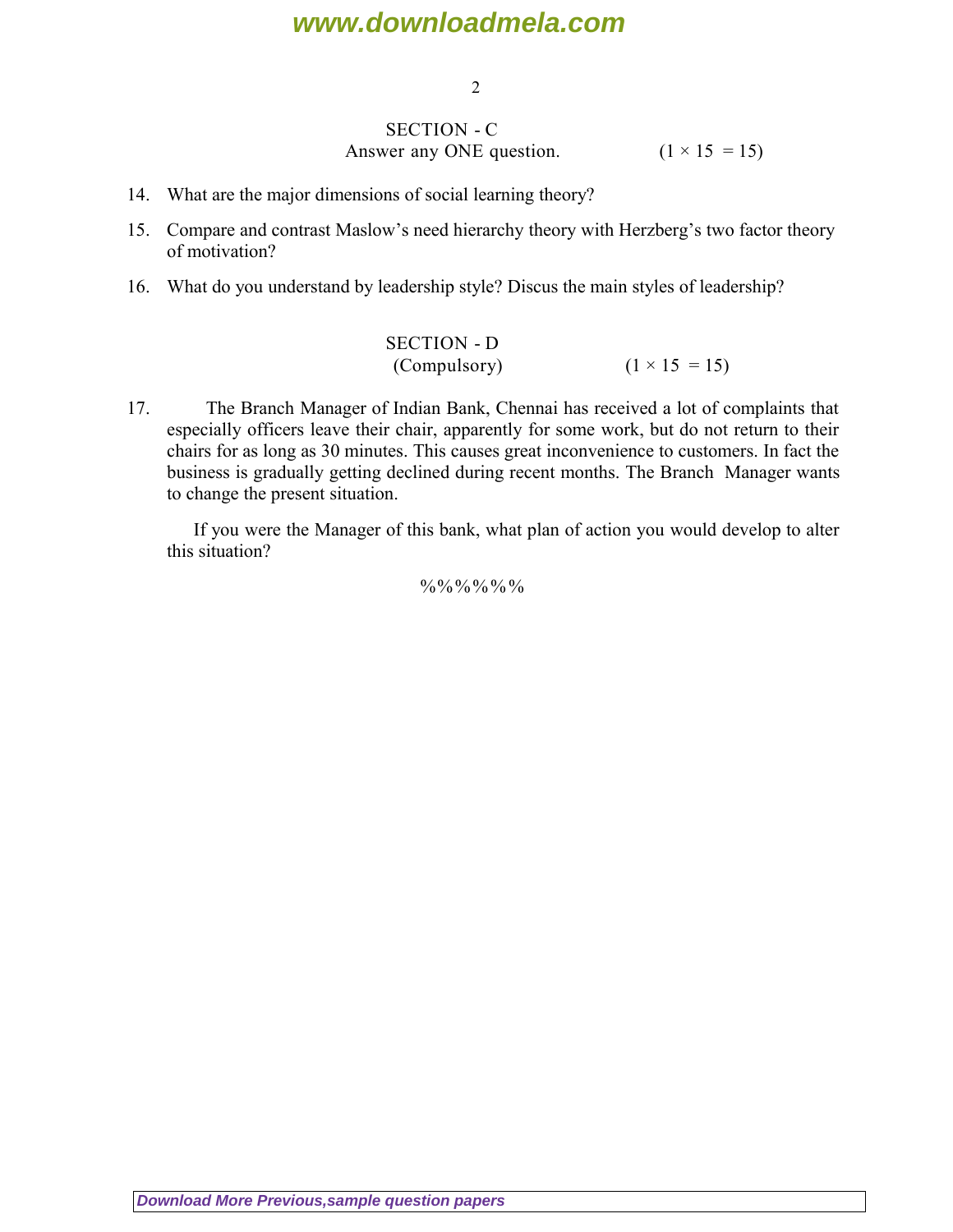## SECTION - C

Answer any ONE question. (1 × 15 = 15)

14. What are the major dimensions of social learning theory?

15. Compare and contrast Maslow's need hierarchy theory with Herzberg's two factor theory of motivation?

16. What do you understand by leadership style? Discus the main styles of leadership?

## SECTION - D

(Compulsory) (1 × 15 = 15)

17. The Branch Manager of Indian Bank, Chennai has received a lot of complaints that especially officers leave their chair, apparently for some work, but do not return to their chairs for as long as 30 minutes. This causes great inconvenience to customers. In fact the business is gradually getting declined during recent months. The Branch Manager wants to change the present situation.

    If you were the Manager of this bank, what plan of action you would develop to alter this situation?

%%%%%%